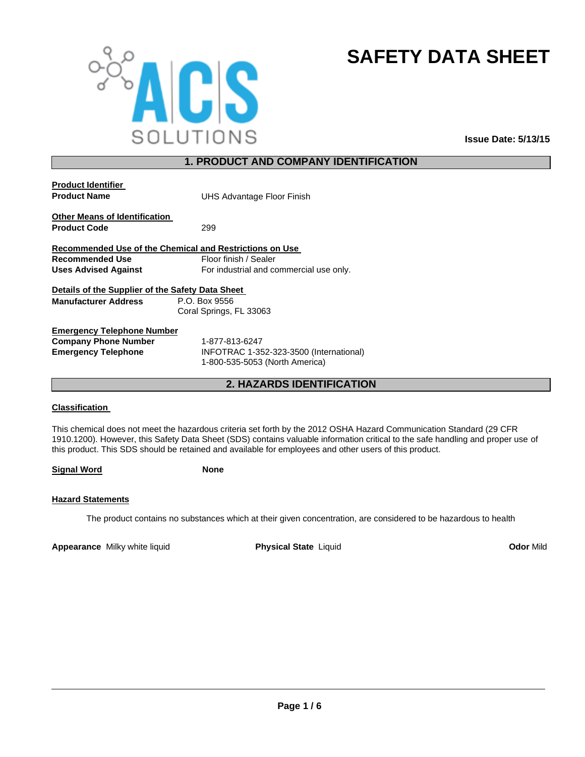ACS SOLUTIONS

# SAFETY DATA SHEET

**Issue Date: 5/13/15**

## 1. PRODUCT AND COMPANY IDENTIFICATION

**Product Identifier**

**Product Name** UHS Advantage Floor Finish

**Other Means of Identification**

**Product Code** 299

**Recommended Use of the Chemical and Restrictions on Use**

**Recommended Use** Floor finish / Sealer

**Uses Advised Against** For industrial and commercial use only.

**Details of the Supplier of the Safety Data Sheet**

**Manufacturer Address** P.O. Box 9556
Coral Springs, FL 33063

**Emergency Telephone Number**

**Company Phone Number** 1-877-813-6247

**Emergency Telephone** INFOTRAC 1-352-323-3500 (International)
1-800-535-5053 (North America)

## 2. HAZARDS IDENTIFICATION

**Classification**

This chemical does not meet the hazardous criteria set forth by the 2012 OSHA Hazard Communication Standard (29 CFR 1910.1200). However, this Safety Data Sheet (SDS) contains valuable information critical to the safe handling and proper use of this product. This SDS should be retained and available for employees and other users of this product.

**Signal Word** **None**

**Hazard Statements**

The product contains no substances which at their given concentration, are considered to be hazardous to health

**Appearance** Milky white liquid **Physical State** Liquid **Odor** Mild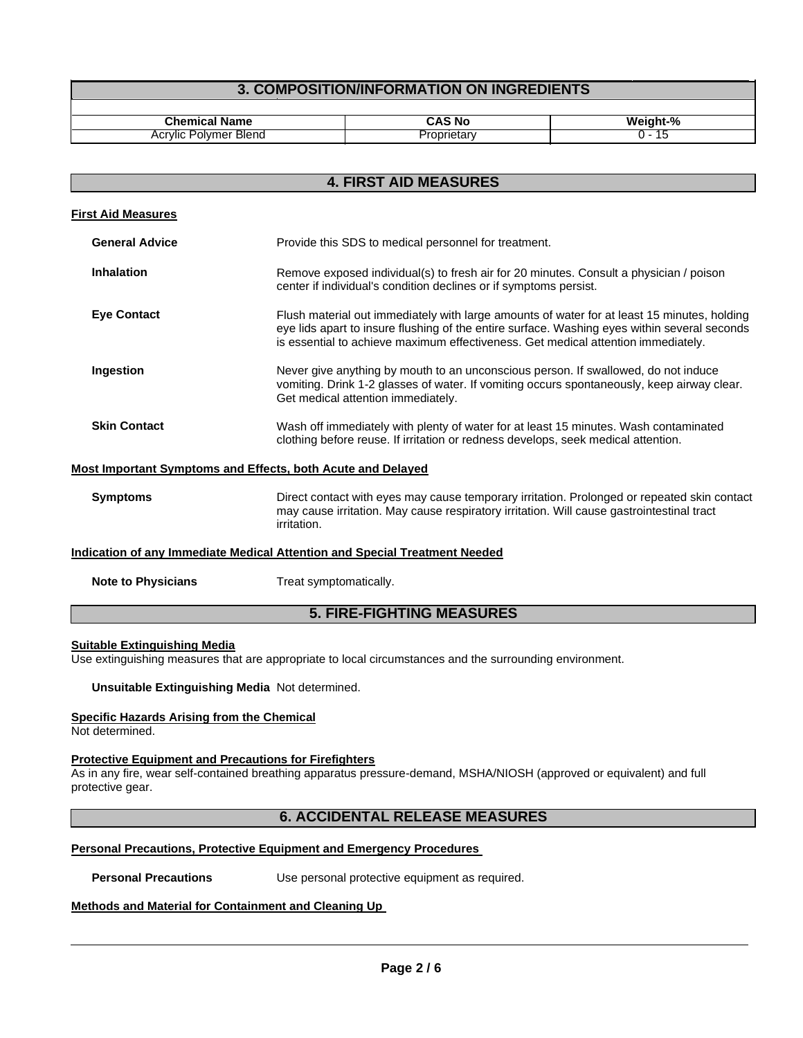## 3. COMPOSITION/INFORMATION ON INGREDIENTS

| Chemical Name | CAS No | Weight-% |
|---|---|---|
| Acrylic Polymer Blend | Proprietary | 0 - 15 |

## 4. FIRST AID MEASURES

### First Aid Measures

**General Advice** Provide this SDS to medical personnel for treatment.

**Inhalation** Remove exposed individual(s) to fresh air for 20 minutes. Consult a physician / poison center if individual's condition declines or if symptoms persist.

**Eye Contact** Flush material out immediately with large amounts of water for at least 15 minutes, holding eye lids apart to insure flushing of the entire surface. Washing eyes within several seconds is essential to achieve maximum effectiveness. Get medical attention immediately.

**Ingestion** Never give anything by mouth to an unconscious person. If swallowed, do not induce vomiting. Drink 1-2 glasses of water. If vomiting occurs spontaneously, keep airway clear. Get medical attention immediately.

**Skin Contact** Wash off immediately with plenty of water for at least 15 minutes. Wash contaminated clothing before reuse. If irritation or redness develops, seek medical attention.

### Most Important Symptoms and Effects, both Acute and Delayed

**Symptoms** Direct contact with eyes may cause temporary irritation. Prolonged or repeated skin contact may cause irritation. May cause respiratory irritation. Will cause gastrointestinal tract irritation.

### Indication of any Immediate Medical Attention and Special Treatment Needed

**Note to Physicians** Treat symptomatically.

## 5. FIRE-FIGHTING MEASURES

### Suitable Extinguishing Media

Use extinguishing measures that are appropriate to local circumstances and the surrounding environment.

**Unsuitable Extinguishing Media** Not determined.

### Specific Hazards Arising from the Chemical

Not determined.

### Protective Equipment and Precautions for Firefighters

As in any fire, wear self-contained breathing apparatus pressure-demand, MSHA/NIOSH (approved or equivalent) and full protective gear.

## 6. ACCIDENTAL RELEASE MEASURES

### Personal Precautions, Protective Equipment and Emergency Procedures

**Personal Precautions** Use personal protective equipment as required.

### Methods and Material for Containment and Cleaning Up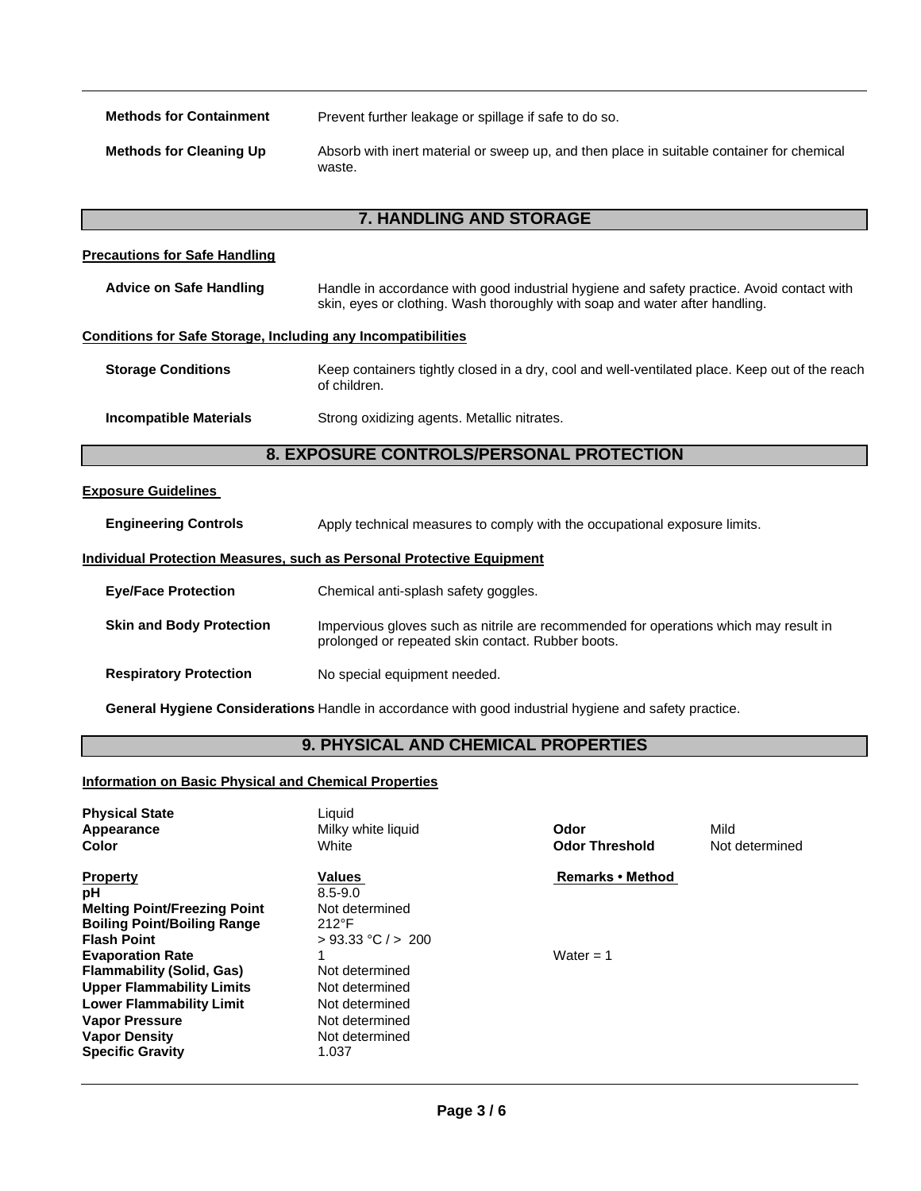| | |
|---|---|
| **Methods for Containment** | Prevent further leakage or spillage if safe to do so. |
| **Methods for Cleaning Up** | Absorb with inert material or sweep up, and then place in suitable container for chemical waste. |

## 7. HANDLING AND STORAGE

**Precautions for Safe Handling**

| | |
|---|---|
| **Advice on Safe Handling** | Handle in accordance with good industrial hygiene and safety practice. Avoid contact with skin, eyes or clothing. Wash thoroughly with soap and water after handling. |

**Conditions for Safe Storage, Including any Incompatibilities**

| | |
|---|---|
| **Storage Conditions** | Keep containers tightly closed in a dry, cool and well-ventilated place. Keep out of the reach of children. |
| **Incompatible Materials** | Strong oxidizing agents. Metallic nitrates. |

## 8. EXPOSURE CONTROLS/PERSONAL PROTECTION

**Exposure Guidelines**

| | |
|---|---|
| **Engineering Controls** | Apply technical measures to comply with the occupational exposure limits. |

**Individual Protection Measures, such as Personal Protective Equipment**

| | |
|---|---|
| **Eye/Face Protection** | Chemical anti-splash safety goggles. |
| **Skin and Body Protection** | Impervious gloves such as nitrile are recommended for operations which may result in prolonged or repeated skin contact. Rubber boots. |
| **Respiratory Protection** | No special equipment needed. |

**General Hygiene Considerations** Handle in accordance with good industrial hygiene and safety practice.

## 9. PHYSICAL AND CHEMICAL PROPERTIES

**Information on Basic Physical and Chemical Properties**

| | | | |
|---|---|---|---|
| **Physical State** | Liquid | | |
| **Appearance** | Milky white liquid | **Odor** | Mild |
| **Color** | White | **Odor Threshold** | Not determined |

| **Property** | **Values** | **Remarks • Method** |
|---|---|---|
| **pH** | 8.5-9.0 | |
| **Melting Point/Freezing Point** | Not determined | |
| **Boiling Point/Boiling Range** | 212°F | |
| **Flash Point** | > 93.33 °C / > 200 | |
| **Evaporation Rate** | 1 | Water = 1 |
| **Flammability (Solid, Gas)** | Not determined | |
| **Upper Flammability Limits** | Not determined | |
| **Lower Flammability Limit** | Not determined | |
| **Vapor Pressure** | Not determined | |
| **Vapor Density** | Not determined | |
| **Specific Gravity** | 1.037 | |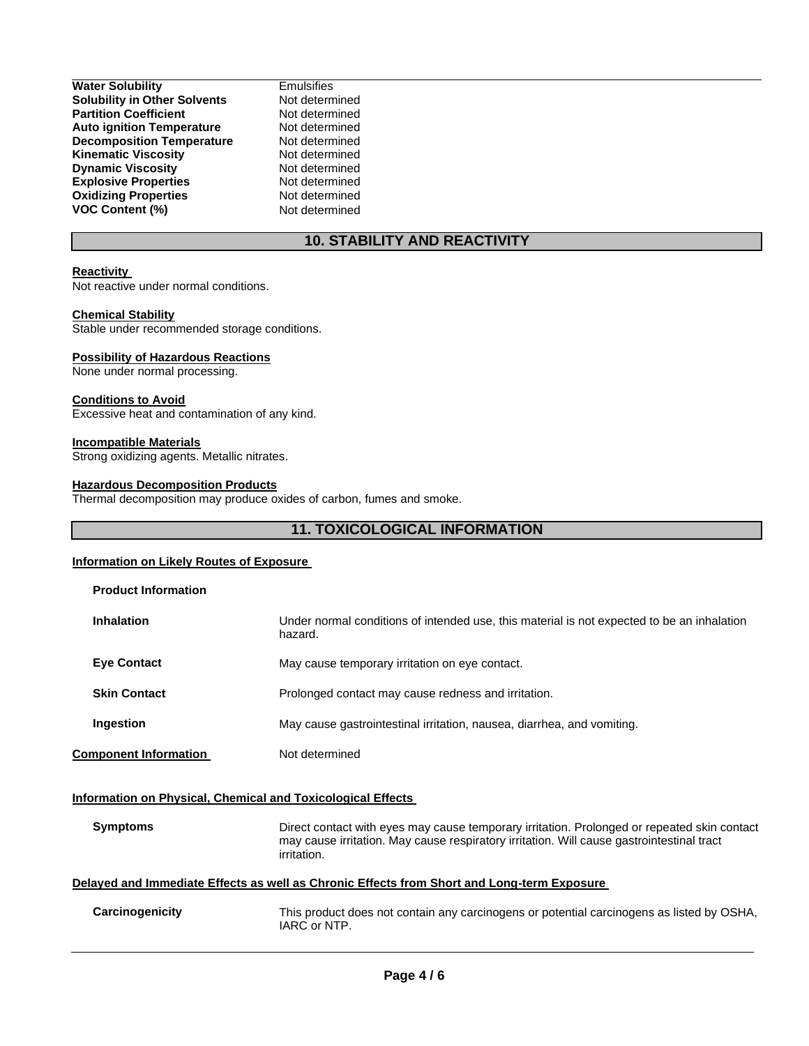| | |
|---|---|
| **Water Solubility** | Emulsifies |
| **Solubility in Other Solvents** | Not determined |
| **Partition Coefficient** | Not determined |
| **Auto ignition Temperature** | Not determined |
| **Decomposition Temperature** | Not determined |
| **Kinematic Viscosity** | Not determined |
| **Dynamic Viscosity** | Not determined |
| **Explosive Properties** | Not determined |
| **Oxidizing Properties** | Not determined |
| **VOC Content (%)** | Not determined |

## 10. STABILITY AND REACTIVITY

**Reactivity**
Not reactive under normal conditions.

**Chemical Stability**
Stable under recommended storage conditions.

**Possibility of Hazardous Reactions**
None under normal processing.

**Conditions to Avoid**
Excessive heat and contamination of any kind.

**Incompatible Materials**
Strong oxidizing agents. Metallic nitrates.

**Hazardous Decomposition Products**
Thermal decomposition may produce oxides of carbon, fumes and smoke.

## 11. TOXICOLOGICAL INFORMATION

**Information on Likely Routes of Exposure**

**Product Information**

| | |
|---|---|
| **Inhalation** | Under normal conditions of intended use, this material is not expected to be an inhalation hazard. |
| **Eye Contact** | May cause temporary irritation on eye contact. |
| **Skin Contact** | Prolonged contact may cause redness and irritation. |
| **Ingestion** | May cause gastrointestinal irritation, nausea, diarrhea, and vomiting. |

**Component Information** Not determined

**Information on Physical, Chemical and Toxicological Effects**

**Symptoms** Direct contact with eyes may cause temporary irritation. Prolonged or repeated skin contact may cause irritation. May cause respiratory irritation. Will cause gastrointestinal tract irritation.

**Delayed and Immediate Effects as well as Chronic Effects from Short and Long-term Exposure**

**Carcinogenicity** This product does not contain any carcinogens or potential carcinogens as listed by OSHA, IARC or NTP.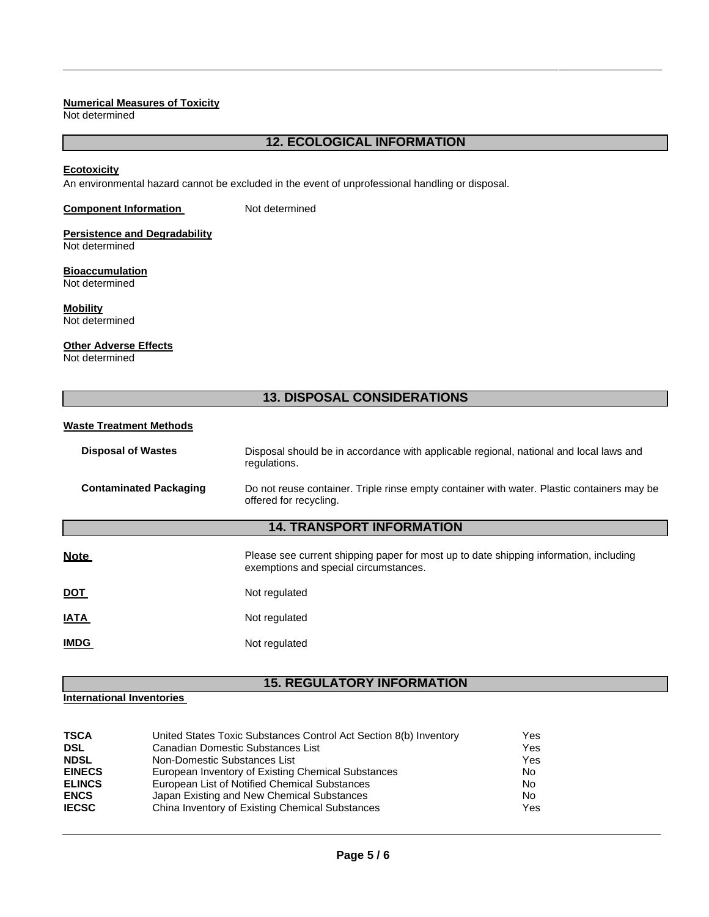**Numerical Measures of Toxicity**
Not determined

## 12. ECOLOGICAL INFORMATION

**Ecotoxicity**
An environmental hazard cannot be excluded in the event of unprofessional handling or disposal.

**Component Information** Not determined

**Persistence and Degradability**
Not determined

**Bioaccumulation**
Not determined

**Mobility**
Not determined

**Other Adverse Effects**
Not determined

## 13. DISPOSAL CONSIDERATIONS

**Waste Treatment Methods**

**Disposal of Wastes** Disposal should be in accordance with applicable regional, national and local laws and regulations.

**Contaminated Packaging** Do not reuse container. Triple rinse empty container with water. Plastic containers may be offered for recycling.

## 14. TRANSPORT INFORMATION

**Note** Please see current shipping paper for most up to date shipping information, including exemptions and special circumstances.

**DOT** Not regulated

**IATA** Not regulated

**IMDG** Not regulated

## 15. REGULATORY INFORMATION

**International Inventories**

| | | |
|---|---|---|
| **TSCA** | United States Toxic Substances Control Act Section 8(b) Inventory | Yes |
| **DSL** | Canadian Domestic Substances List | Yes |
| **NDSL** | Non-Domestic Substances List | Yes |
| **EINECS** | European Inventory of Existing Chemical Substances | No |
| **ELINCS** | European List of Notified Chemical Substances | No |
| **ENCS** | Japan Existing and New Chemical Substances | No |
| **IECSC** | China Inventory of Existing Chemical Substances | Yes |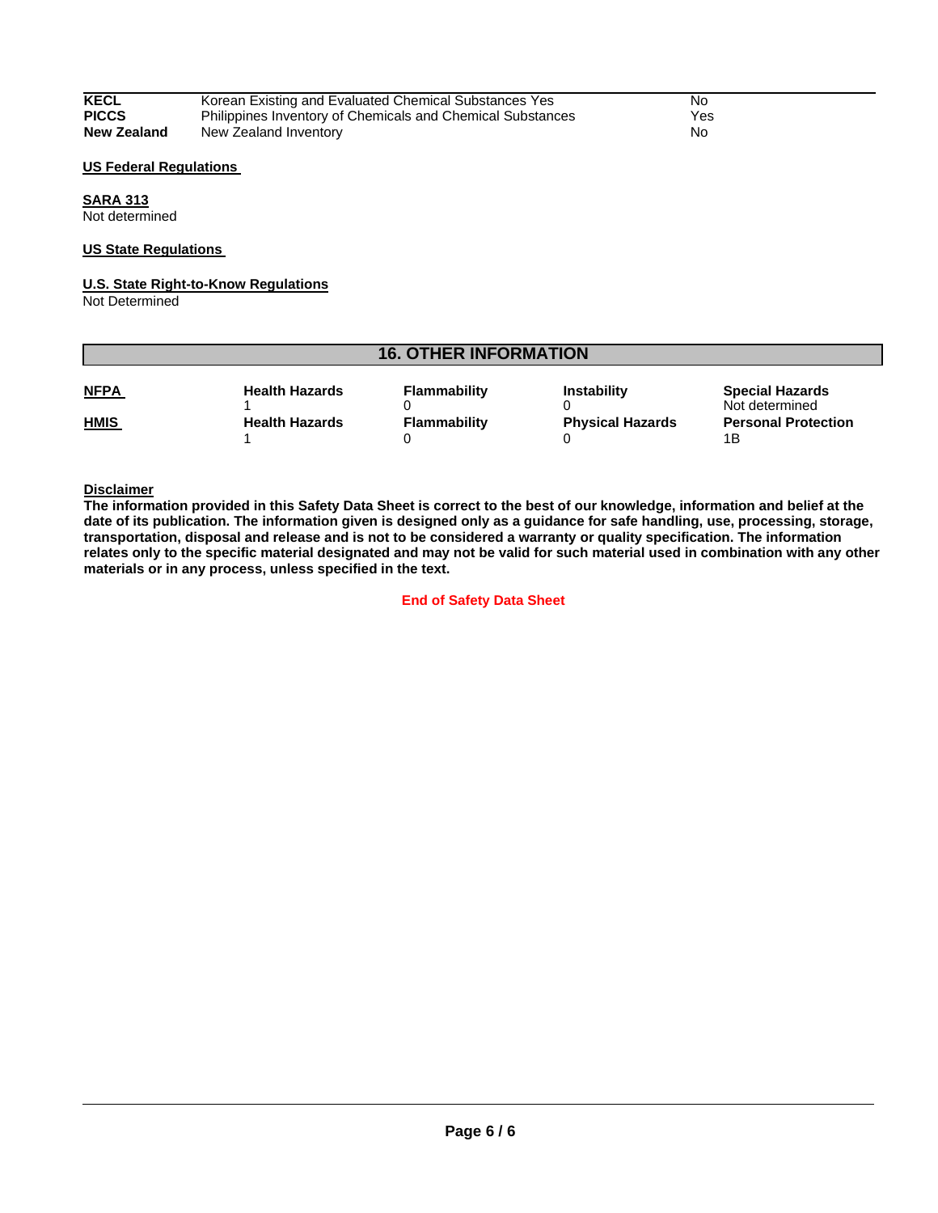| | | |
|---|---|---|
| **KECL** | Korean Existing and Evaluated Chemical Substances Yes | No |
| **PICCS** | Philippines Inventory of Chemicals and Chemical Substances | Yes |
| **New Zealand** | New Zealand Inventory | No |

**US Federal Regulations**

**SARA 313**
Not determined

**US State Regulations**

**U.S. State Right-to-Know Regulations**
Not Determined

## 16. OTHER INFORMATION

| | | | | |
|---|---|---|---|---|
| **NFPA** | **Health Hazards** 1 | **Flammability** 0 | **Instability** 0 | **Special Hazards** Not determined |
| **HMIS** | **Health Hazards** 1 | **Flammability** 0 | **Physical Hazards** 0 | **Personal Protection** 1B |

**Disclaimer**

**The information provided in this Safety Data Sheet is correct to the best of our knowledge, information and belief at the date of its publication. The information given is designed only as a guidance for safe handling, use, processing, storage, transportation, disposal and release and is not to be considered a warranty or quality specification. The information relates only to the specific material designated and may not be valid for such material used in combination with any other materials or in any process, unless specified in the text.**

**End of Safety Data Sheet**